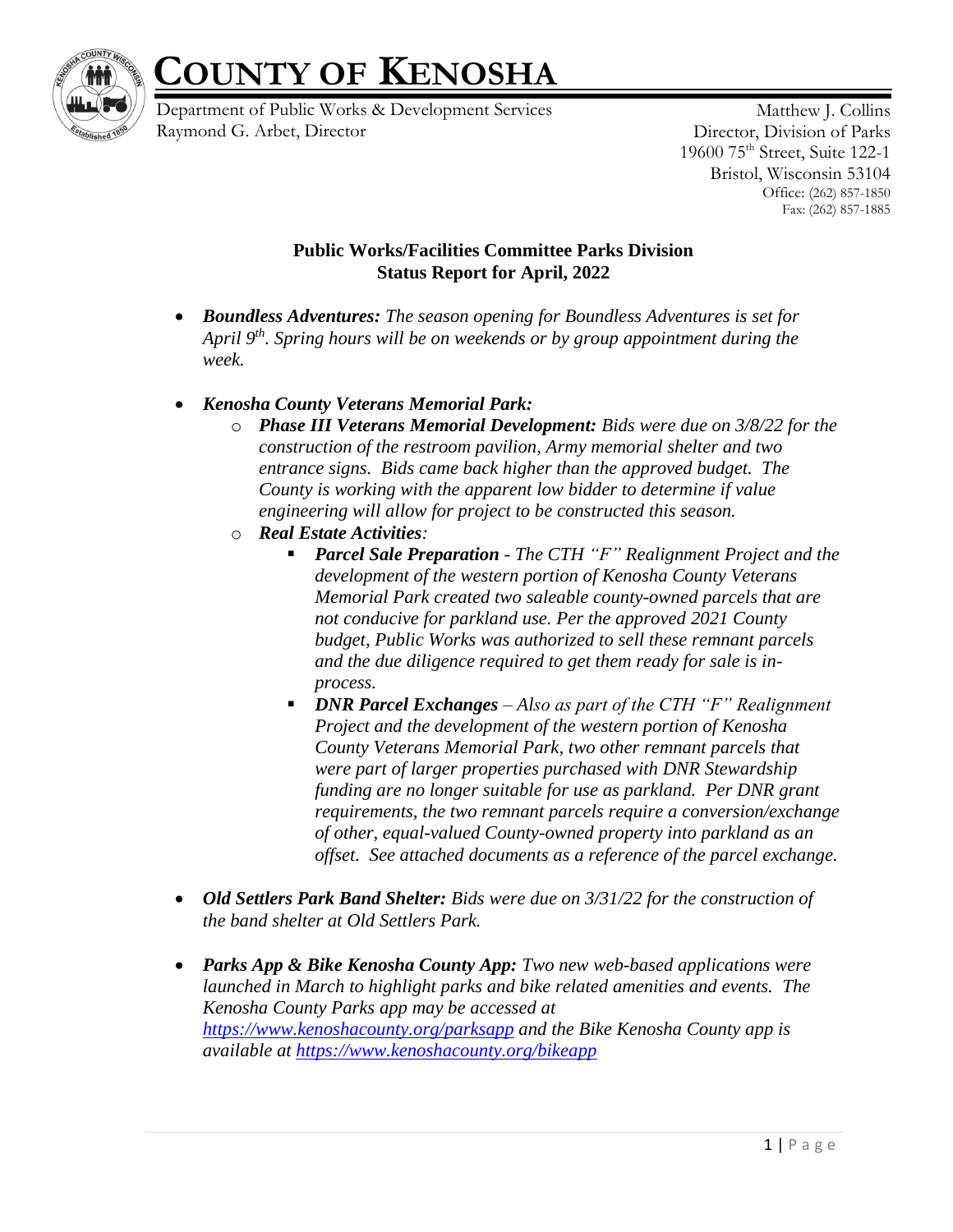# COUNTY OF KENOSHA

Department of Public Works & Development Services
Raymond G. Arbet, Director

Matthew J. Collins
Director, Division of Parks
19600 75th Street, Suite 122-1
Bristol, Wisconsin 53104
Office: (262) 857-1850
Fax: (262) 857-1885

**Public Works/Facilities Committee Parks Division**
**Status Report for April, 2022**

- ***Boundless Adventures:*** *The season opening for Boundless Adventures is set for April 9th. Spring hours will be on weekends or by group appointment during the week.*

- ***Kenosha County Veterans Memorial Park:***
  - ***Phase III Veterans Memorial Development:*** *Bids were due on 3/8/22 for the construction of the restroom pavilion, Army memorial shelter and two entrance signs. Bids came back higher than the approved budget. The County is working with the apparent low bidder to determine if value engineering will allow for project to be constructed this season.*
  - ***Real Estate Activities:***
    - ***Parcel Sale Preparation*** *- The CTH "F" Realignment Project and the development of the western portion of Kenosha County Veterans Memorial Park created two saleable county-owned parcels that are not conducive for parkland use. Per the approved 2021 County budget, Public Works was authorized to sell these remnant parcels and the due diligence required to get them ready for sale is in-process.*
    - ***DNR Parcel Exchanges*** *– Also as part of the CTH "F" Realignment Project and the development of the western portion of Kenosha County Veterans Memorial Park, two other remnant parcels that were part of larger properties purchased with DNR Stewardship funding are no longer suitable for use as parkland. Per DNR grant requirements, the two remnant parcels require a conversion/exchange of other, equal-valued County-owned property into parkland as an offset. See attached documents as a reference of the parcel exchange.*

- ***Old Settlers Park Band Shelter:*** *Bids were due on 3/31/22 for the construction of the band shelter at Old Settlers Park.*

- ***Parks App & Bike Kenosha County App:*** *Two new web-based applications were launched in March to highlight parks and bike related amenities and events. The Kenosha County Parks app may be accessed at https://www.kenoshacounty.org/parksapp and the Bike Kenosha County app is available at https://www.kenoshacounty.org/bikeapp*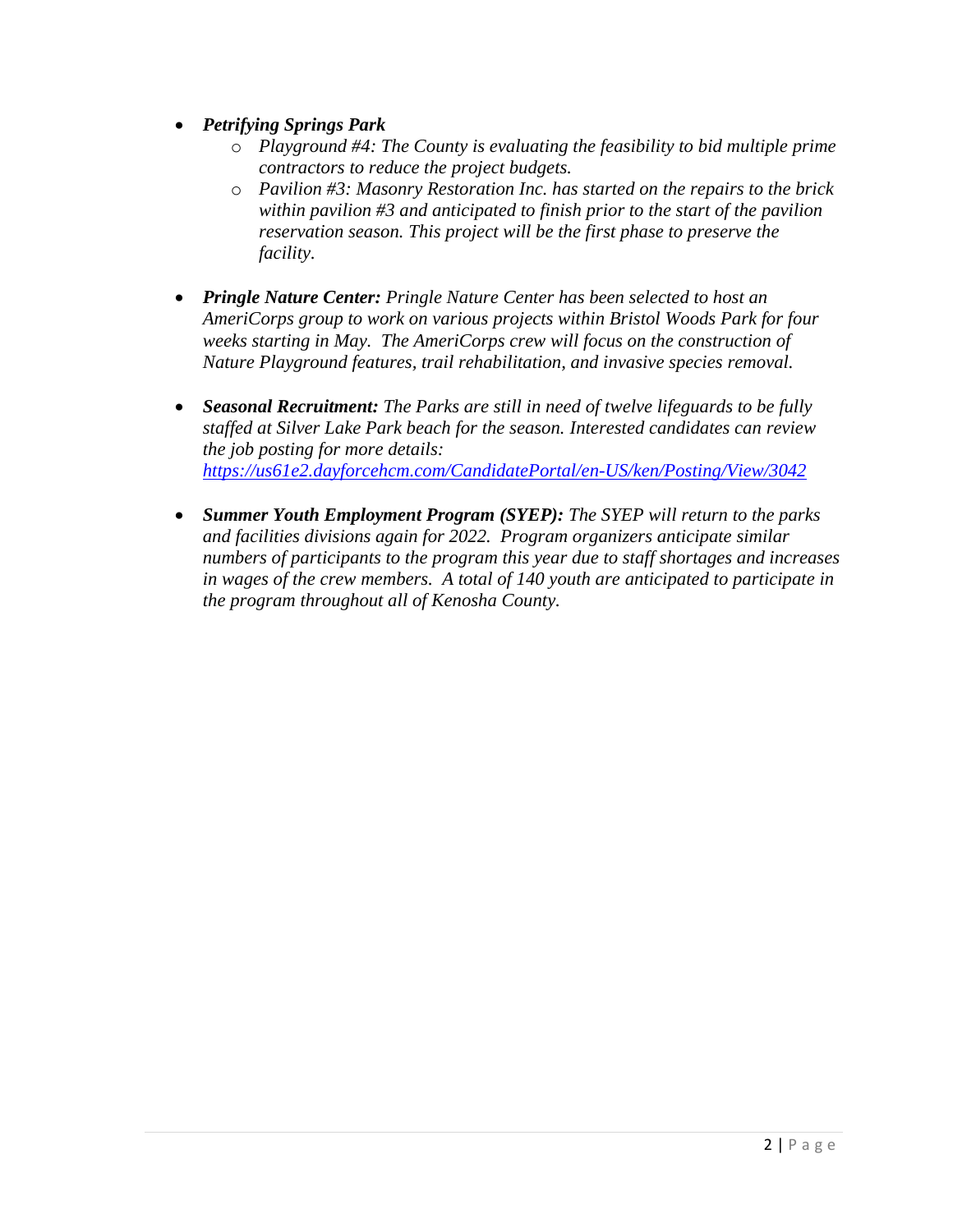- ***Petrifying Springs Park***
  - *Playground #4: The County is evaluating the feasibility to bid multiple prime contractors to reduce the project budgets.*
  - *Pavilion #3: Masonry Restoration Inc. has started on the repairs to the brick within pavilion #3 and anticipated to finish prior to the start of the pavilion reservation season. This project will be the first phase to preserve the facility.*

- ***Pringle Nature Center:*** *Pringle Nature Center has been selected to host an AmeriCorps group to work on various projects within Bristol Woods Park for four weeks starting in May. The AmeriCorps crew will focus on the construction of Nature Playground features, trail rehabilitation, and invasive species removal.*

- ***Seasonal Recruitment:*** *The Parks are still in need of twelve lifeguards to be fully staffed at Silver Lake Park beach for the season. Interested candidates can review the job posting for more details: [https://us61e2.dayforcehcm.com/CandidatePortal/en-US/ken/Posting/View/3042](https://us61e2.dayforcehcm.com/CandidatePortal/en-US/ken/Posting/View/3042)*

- ***Summer Youth Employment Program (SYEP):*** *The SYEP will return to the parks and facilities divisions again for 2022. Program organizers anticipate similar numbers of participants to the program this year due to staff shortages and increases in wages of the crew members. A total of 140 youth are anticipated to participate in the program throughout all of Kenosha County.*